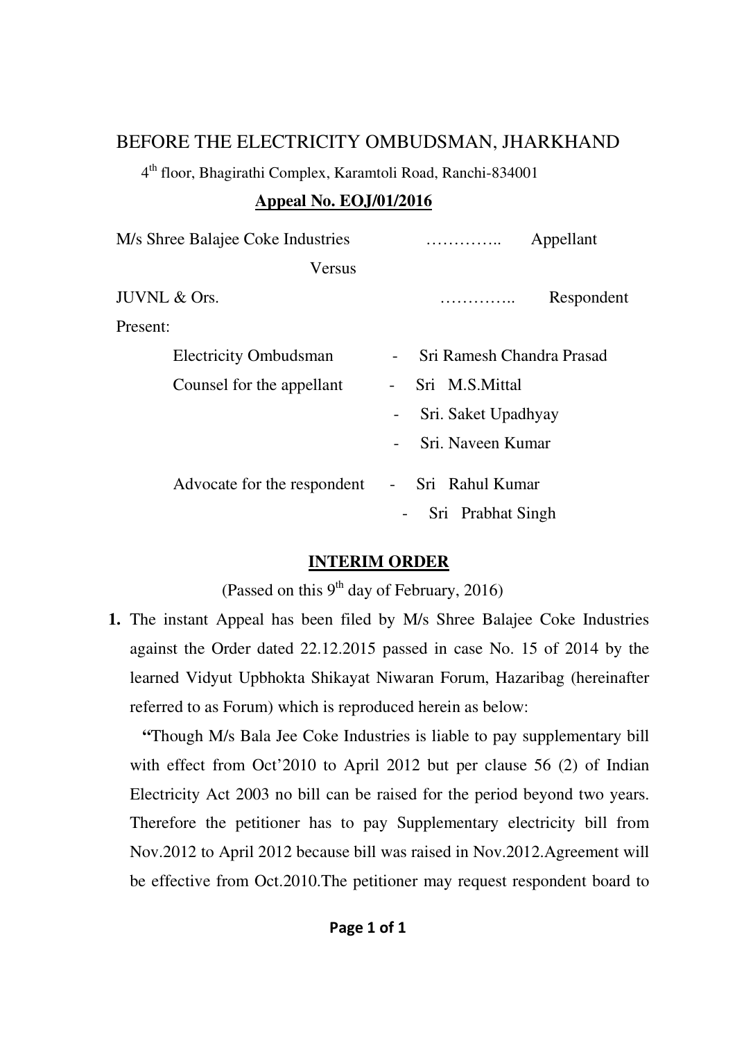# BEFORE THE ELECTRICITY OMBUDSMAN, JHARKHAND

4th floor, Bhagirathi Complex, Karamtoli Road, Ranchi-834001

**Appeal No. EOJ/01/2016**

M/s Shree Balajee Coke Industries ………….. Appellant

Versus

JUVNL & Ors. ………….. Respondent

Present:

| | | |
|---|---|---|
| Electricity Ombudsman | - | Sri Ramesh Chandra Prasad |
| Counsel for the appellant | - | Sri M.S.Mittal |
| | - | Sri. Saket Upadhyay |
| | - | Sri. Naveen Kumar |
| Advocate for the respondent | - | Sri Rahul Kumar |
| | - | Sri Prabhat Singh |

**INTERIM ORDER**

(Passed on this 9th day of February, 2016)

1. The instant Appeal has been filed by M/s Shree Balajee Coke Industries against the Order dated 22.12.2015 passed in case No. 15 of 2014 by the learned Vidyut Upbhokta Shikayat Niwaran Forum, Hazaribag (hereinafter referred to as Forum) which is reproduced herein as below:

   **"**Though M/s Bala Jee Coke Industries is liable to pay supplementary bill with effect from Oct'2010 to April 2012 but per clause 56 (2) of Indian Electricity Act 2003 no bill can be raised for the period beyond two years. Therefore the petitioner has to pay Supplementary electricity bill from Nov.2012 to April 2012 because bill was raised in Nov.2012.Agreement will be effective from Oct.2010.The petitioner may request respondent board to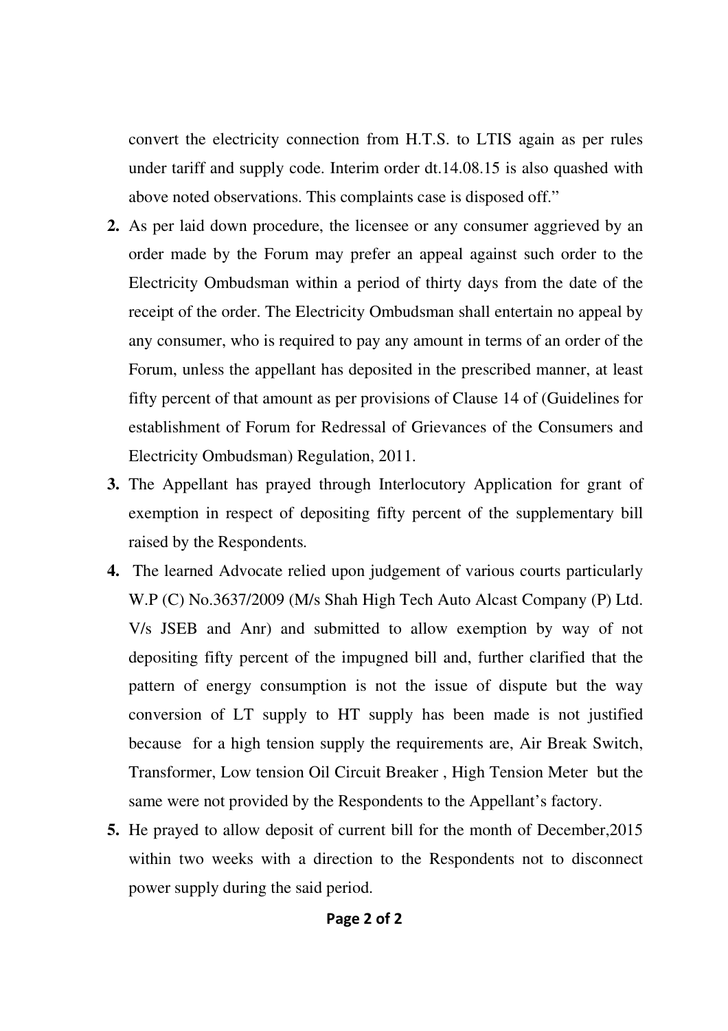convert the electricity connection from H.T.S. to LTIS again as per rules under tariff and supply code. Interim order dt.14.08.15 is also quashed with above noted observations. This complaints case is disposed off."

**2.** As per laid down procedure, the licensee or any consumer aggrieved by an order made by the Forum may prefer an appeal against such order to the Electricity Ombudsman within a period of thirty days from the date of the receipt of the order. The Electricity Ombudsman shall entertain no appeal by any consumer, who is required to pay any amount in terms of an order of the Forum, unless the appellant has deposited in the prescribed manner, at least fifty percent of that amount as per provisions of Clause 14 of (Guidelines for establishment of Forum for Redressal of Grievances of the Consumers and Electricity Ombudsman) Regulation, 2011.

**3.** The Appellant has prayed through Interlocutory Application for grant of exemption in respect of depositing fifty percent of the supplementary bill raised by the Respondents.

**4.** The learned Advocate relied upon judgement of various courts particularly W.P (C) No.3637/2009 (M/s Shah High Tech Auto Alcast Company (P) Ltd. V/s JSEB and Anr) and submitted to allow exemption by way of not depositing fifty percent of the impugned bill and, further clarified that the pattern of energy consumption is not the issue of dispute but the way conversion of LT supply to HT supply has been made is not justified because for a high tension supply the requirements are, Air Break Switch, Transformer, Low tension Oil Circuit Breaker , High Tension Meter but the same were not provided by the Respondents to the Appellant's factory.

**5.** He prayed to allow deposit of current bill for the month of December,2015 within two weeks with a direction to the Respondents not to disconnect power supply during the said period.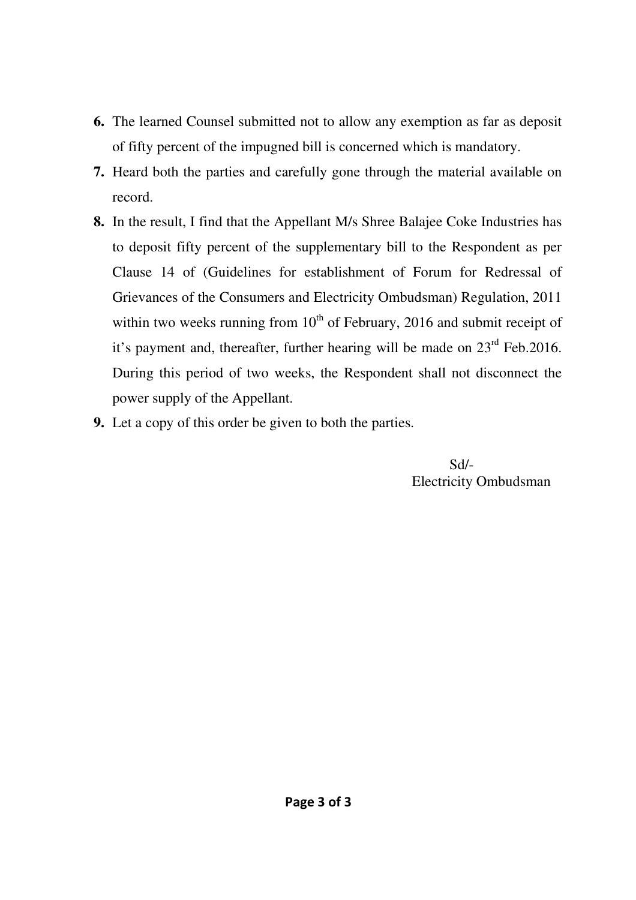6. The learned Counsel submitted not to allow any exemption as far as deposit of fifty percent of the impugned bill is concerned which is mandatory.
7. Heard both the parties and carefully gone through the material available on record.
8. In the result, I find that the Appellant M/s Shree Balajee Coke Industries has to deposit fifty percent of the supplementary bill to the Respondent as per Clause 14 of (Guidelines for establishment of Forum for Redressal of Grievances of the Consumers and Electricity Ombudsman) Regulation, 2011 within two weeks running from 10th of February, 2016 and submit receipt of it's payment and, thereafter, further hearing will be made on 23rd Feb.2016. During this period of two weeks, the Respondent shall not disconnect the power supply of the Appellant.
9. Let a copy of this order be given to both the parties.

Sd/-
Electricity Ombudsman